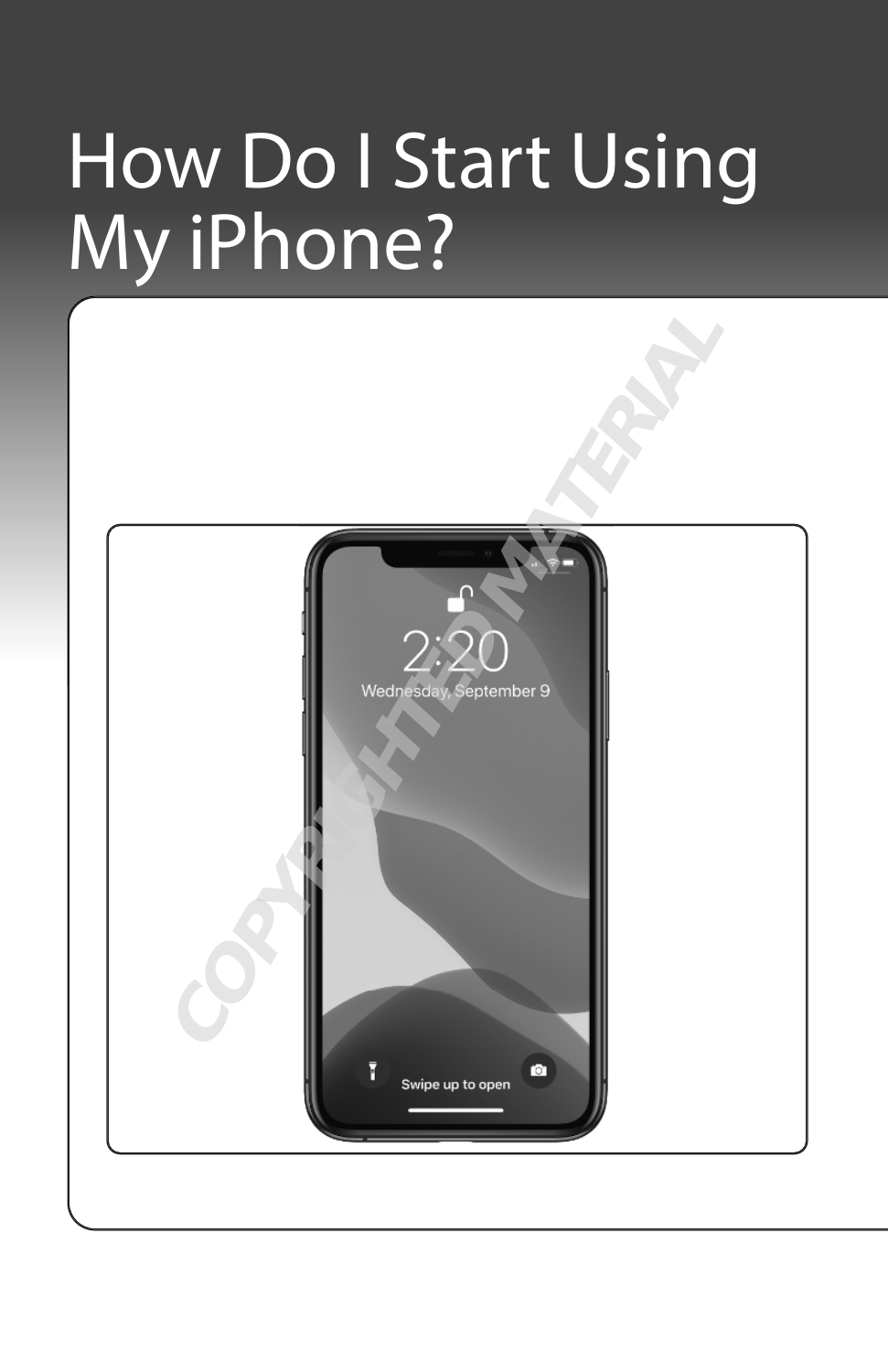# How Do I Start Using My iPhone?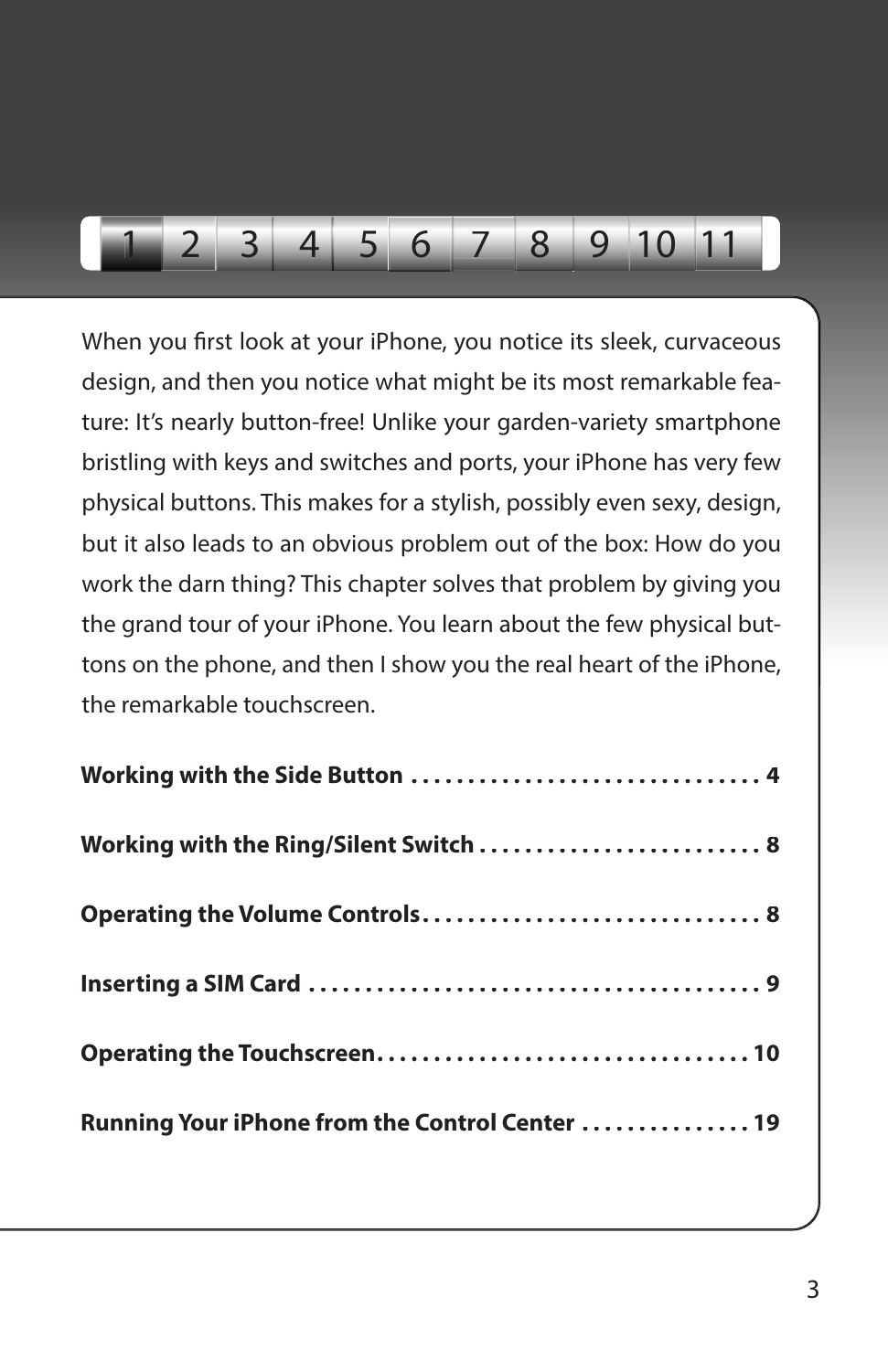1 2 3 4 5 6 7 8 9 10 11

When you first look at your iPhone, you notice its sleek, curvaceous design, and then you notice what might be its most remarkable feature: It's nearly button-free! Unlike your garden-variety smartphone bristling with keys and switches and ports, your iPhone has very few physical buttons. This makes for a stylish, possibly even sexy, design, but it also leads to an obvious problem out of the box: How do you work the darn thing? This chapter solves that problem by giving you the grand tour of your iPhone. You learn about the few physical buttons on the phone, and then I show you the real heart of the iPhone, the remarkable touchscreen.

**Working with the Side Button . . . . . . . . . . . . . . . . . . . . . . . . . . . . . . . 4**

**Working with the Ring/Silent Switch . . . . . . . . . . . . . . . . . . . . . . . . . 8**

**Operating the Volume Controls . . . . . . . . . . . . . . . . . . . . . . . . . . . . . 8**

**Inserting a SIM Card . . . . . . . . . . . . . . . . . . . . . . . . . . . . . . . . . . . . . . . . 9**

**Operating the Touchscreen . . . . . . . . . . . . . . . . . . . . . . . . . . . . . . . . 10**

**Running Your iPhone from the Control Center . . . . . . . . . . . . . . . 19**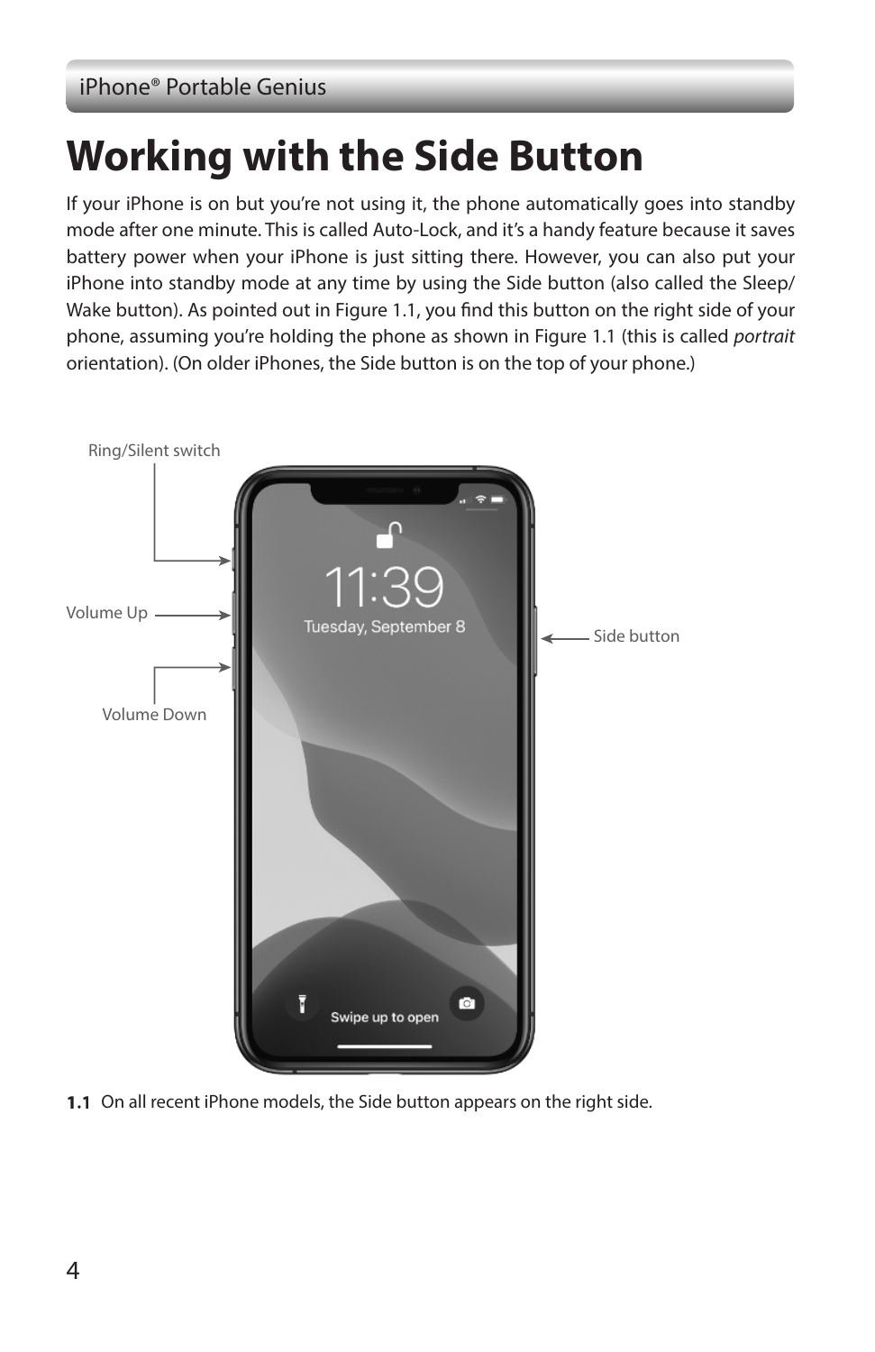# Working with the Side Button

If your iPhone is on but you're not using it, the phone automatically goes into standby mode after one minute. This is called Auto-Lock, and it's a handy feature because it saves battery power when your iPhone is just sitting there. However, you can also put your iPhone into standby mode at any time by using the Side button (also called the Sleep/Wake button). As pointed out in Figure 1.1, you find this button on the right side of your phone, assuming you're holding the phone as shown in Figure 1.1 (this is called *portrait* orientation). (On older iPhones, the Side button is on the top of your phone.)

Ring/Silent switch

Volume Up

Volume Down

Side button

**1.1** On all recent iPhone models, the Side button appears on the right side.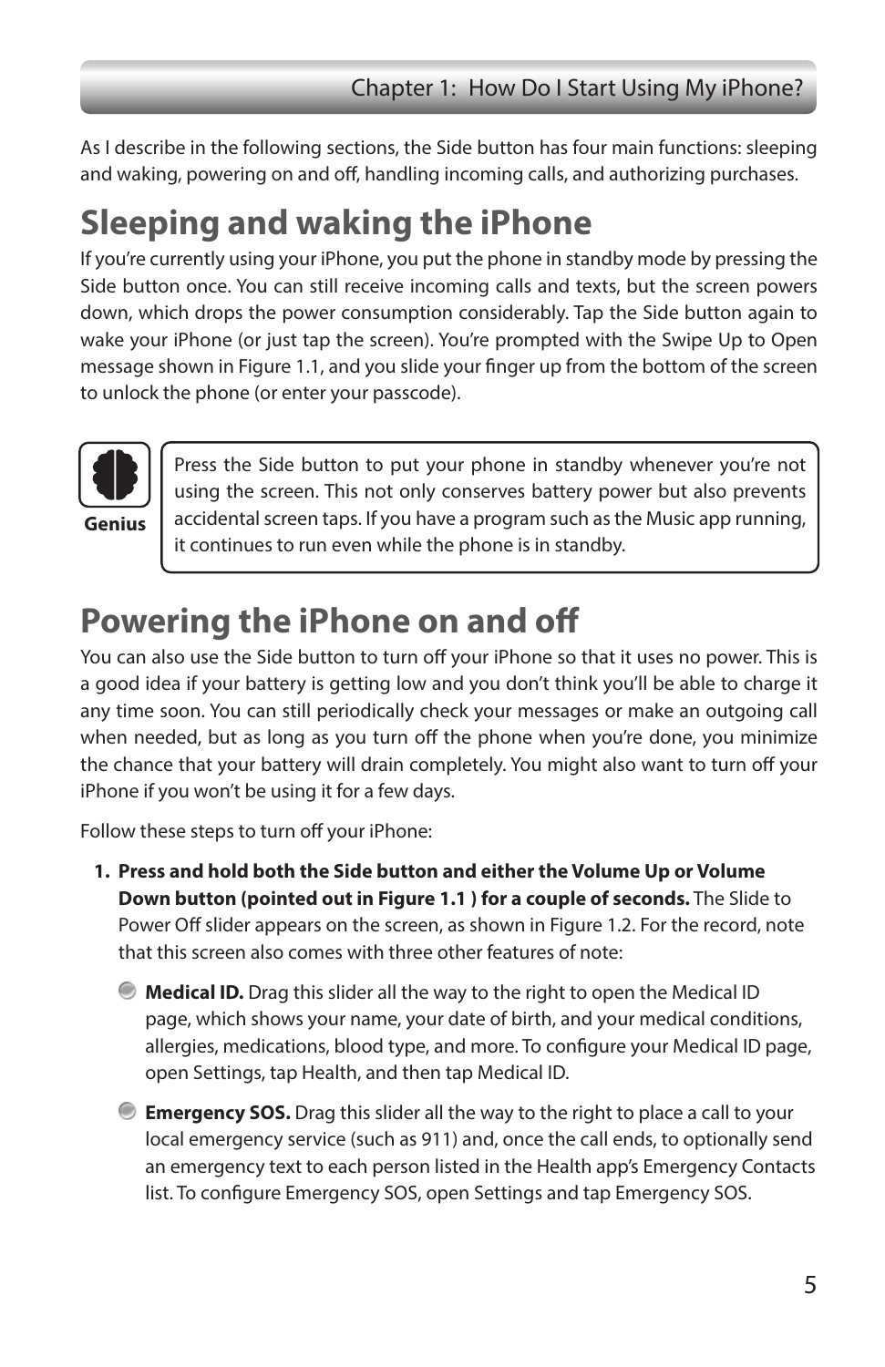As I describe in the following sections, the Side button has four main functions: sleeping and waking, powering on and off, handling incoming calls, and authorizing purchases.

## Sleeping and waking the iPhone

If you're currently using your iPhone, you put the phone in standby mode by pressing the Side button once. You can still receive incoming calls and texts, but the screen powers down, which drops the power consumption considerably. Tap the Side button again to wake your iPhone (or just tap the screen). You're prompted with the Swipe Up to Open message shown in Figure 1.1, and you slide your finger up from the bottom of the screen to unlock the phone (or enter your passcode).

> **Genius**
>
> Press the Side button to put your phone in standby whenever you're not using the screen. This not only conserves battery power but also prevents accidental screen taps. If you have a program such as the Music app running, it continues to run even while the phone is in standby.

## Powering the iPhone on and off

You can also use the Side button to turn off your iPhone so that it uses no power. This is a good idea if your battery is getting low and you don't think you'll be able to charge it any time soon. You can still periodically check your messages or make an outgoing call when needed, but as long as you turn off the phone when you're done, you minimize the chance that your battery will drain completely. You might also want to turn off your iPhone if you won't be using it for a few days.

Follow these steps to turn off your iPhone:

1. **Press and hold both the Side button and either the Volume Up or Volume Down button (pointed out in Figure 1.1 ) for a couple of seconds.** The Slide to Power Off slider appears on the screen, as shown in Figure 1.2. For the record, note that this screen also comes with three other features of note:
   - **Medical ID.** Drag this slider all the way to the right to open the Medical ID page, which shows your name, your date of birth, and your medical conditions, allergies, medications, blood type, and more. To configure your Medical ID page, open Settings, tap Health, and then tap Medical ID.
   - **Emergency SOS.** Drag this slider all the way to the right to place a call to your local emergency service (such as 911) and, once the call ends, to optionally send an emergency text to each person listed in the Health app's Emergency Contacts list. To configure Emergency SOS, open Settings and tap Emergency SOS.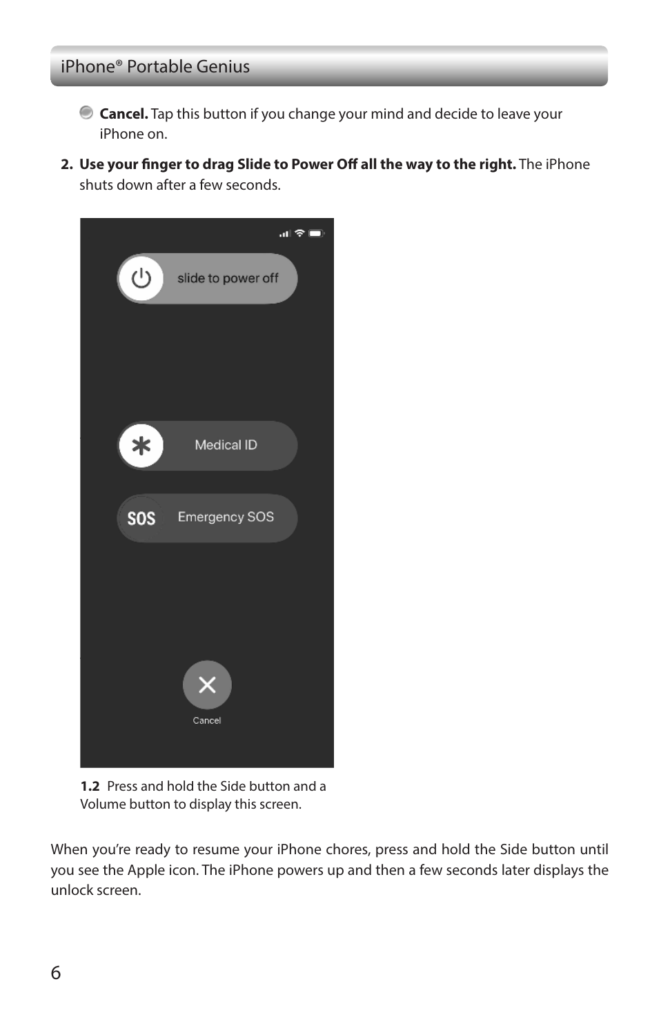- **Cancel.** Tap this button if you change your mind and decide to leave your iPhone on.

2. **Use your finger to drag Slide to Power Off all the way to the right.** The iPhone shuts down after a few seconds.

**1.2** Press and hold the Side button and a Volume button to display this screen.

When you're ready to resume your iPhone chores, press and hold the Side button until you see the Apple icon. The iPhone powers up and then a few seconds later displays the unlock screen.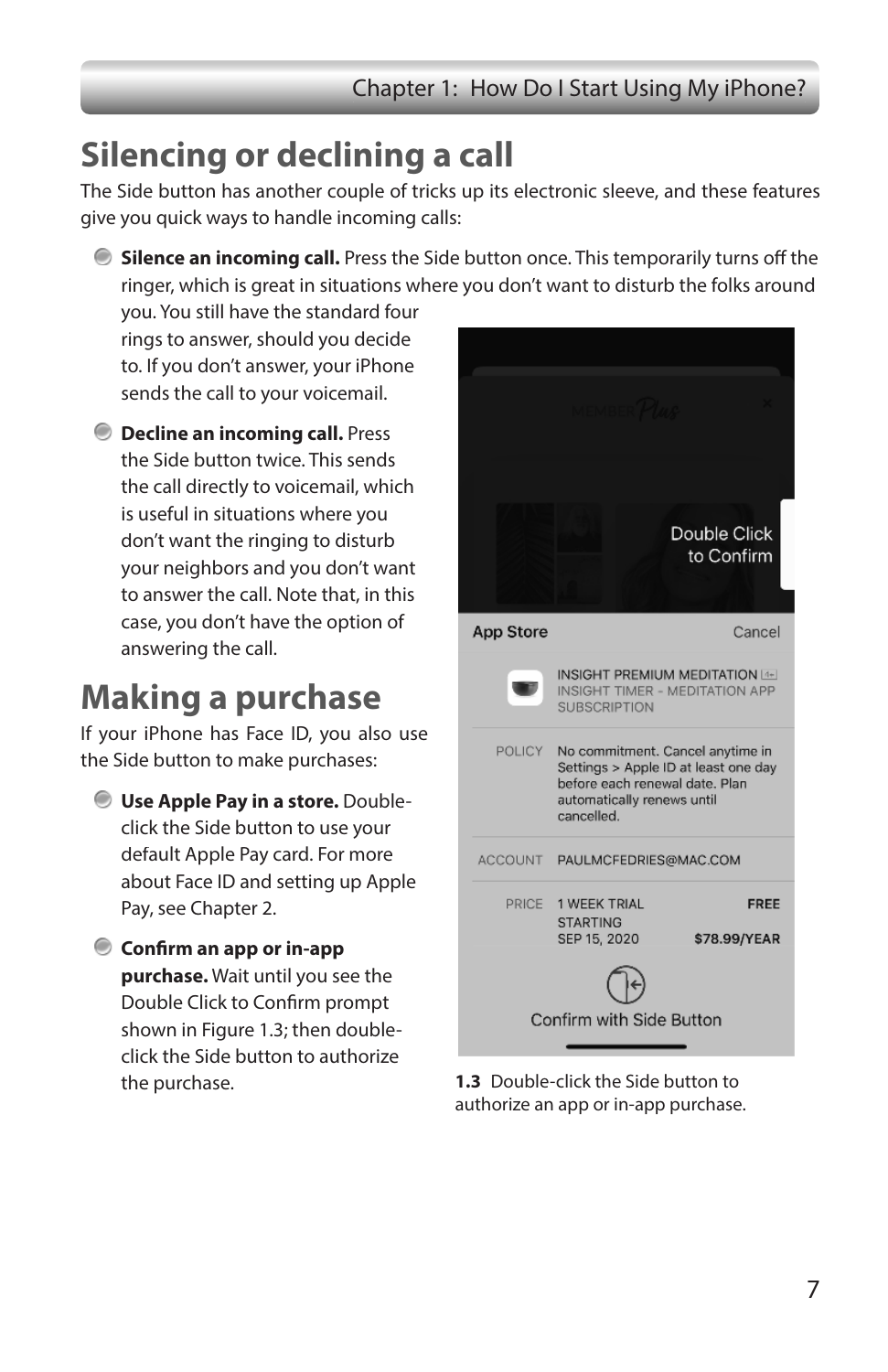# Silencing or declining a call

The Side button has another couple of tricks up its electronic sleeve, and these features give you quick ways to handle incoming calls:

- **Silence an incoming call.** Press the Side button once. This temporarily turns off the ringer, which is great in situations where you don't want to disturb the folks around you. You still have the standard four rings to answer, should you decide to. If you don't answer, your iPhone sends the call to your voicemail.
- **Decline an incoming call.** Press the Side button twice. This sends the call directly to voicemail, which is useful in situations where you don't want the ringing to disturb your neighbors and you don't want to answer the call. Note that, in this case, you don't have the option of answering the call.

# Making a purchase

If your iPhone has Face ID, you also use the Side button to make purchases:

- **Use Apple Pay in a store.** Double-click the Side button to use your default Apple Pay card. For more about Face ID and setting up Apple Pay, see Chapter 2.
- **Confirm an app or in-app purchase.** Wait until you see the Double Click to Confirm prompt shown in Figure 1.3; then double-click the Side button to authorize the purchase.

**1.3** Double-click the Side button to authorize an app or in-app purchase.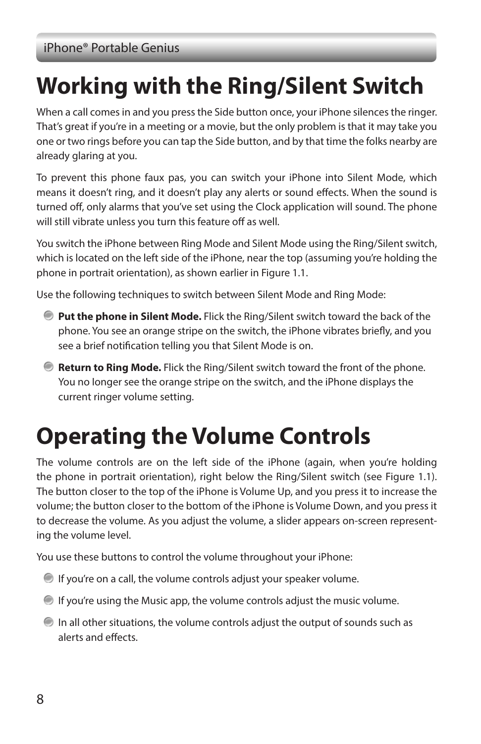# Working with the Ring/Silent Switch

When a call comes in and you press the Side button once, your iPhone silences the ringer. That's great if you're in a meeting or a movie, but the only problem is that it may take you one or two rings before you can tap the Side button, and by that time the folks nearby are already glaring at you.

To prevent this phone faux pas, you can switch your iPhone into Silent Mode, which means it doesn't ring, and it doesn't play any alerts or sound effects. When the sound is turned off, only alarms that you've set using the Clock application will sound. The phone will still vibrate unless you turn this feature off as well.

You switch the iPhone between Ring Mode and Silent Mode using the Ring/Silent switch, which is located on the left side of the iPhone, near the top (assuming you're holding the phone in portrait orientation), as shown earlier in Figure 1.1.

Use the following techniques to switch between Silent Mode and Ring Mode:

- **Put the phone in Silent Mode.** Flick the Ring/Silent switch toward the back of the phone. You see an orange stripe on the switch, the iPhone vibrates briefly, and you see a brief notification telling you that Silent Mode is on.
- **Return to Ring Mode.** Flick the Ring/Silent switch toward the front of the phone. You no longer see the orange stripe on the switch, and the iPhone displays the current ringer volume setting.

# Operating the Volume Controls

The volume controls are on the left side of the iPhone (again, when you're holding the phone in portrait orientation), right below the Ring/Silent switch (see Figure 1.1). The button closer to the top of the iPhone is Volume Up, and you press it to increase the volume; the button closer to the bottom of the iPhone is Volume Down, and you press it to decrease the volume. As you adjust the volume, a slider appears on-screen representing the volume level.

You use these buttons to control the volume throughout your iPhone:

- If you're on a call, the volume controls adjust your speaker volume.
- If you're using the Music app, the volume controls adjust the music volume.
- In all other situations, the volume controls adjust the output of sounds such as alerts and effects.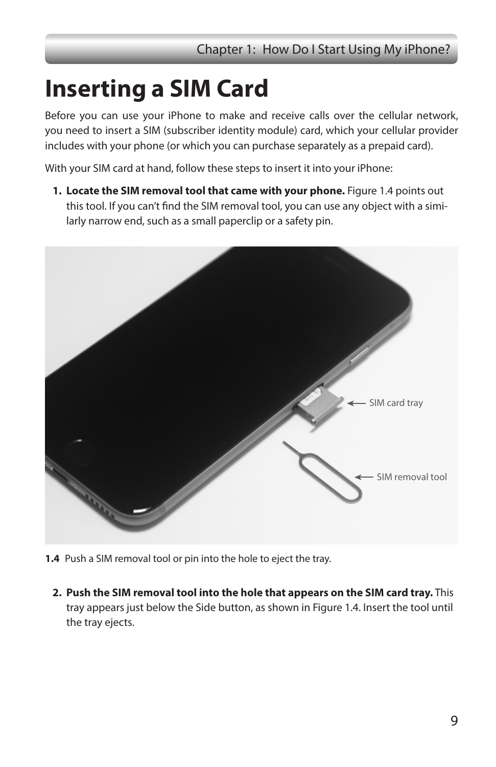# Inserting a SIM Card

Before you can use your iPhone to make and receive calls over the cellular network, you need to insert a SIM (subscriber identity module) card, which your cellular provider includes with your phone (or which you can purchase separately as a prepaid card).

With your SIM card at hand, follow these steps to insert it into your iPhone:

1. **Locate the SIM removal tool that came with your phone.** Figure 1.4 points out this tool. If you can't find the SIM removal tool, you can use any object with a similarly narrow end, such as a small paperclip or a safety pin.

**1.4** Push a SIM removal tool or pin into the hole to eject the tray.

2. **Push the SIM removal tool into the hole that appears on the SIM card tray.** This tray appears just below the Side button, as shown in Figure 1.4. Insert the tool until the tray ejects.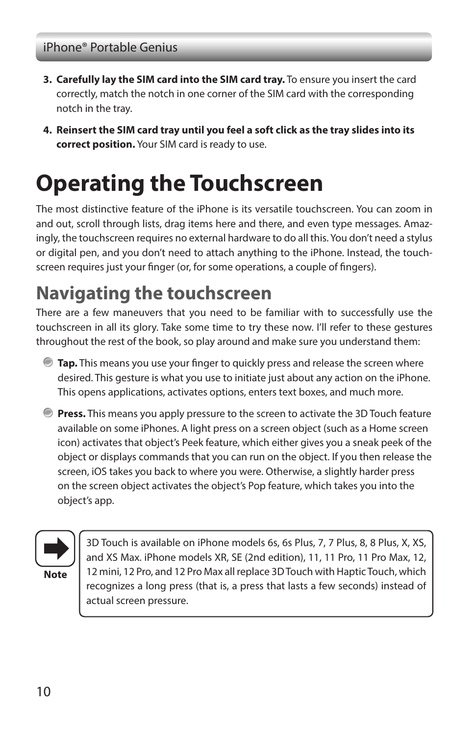3. **Carefully lay the SIM card into the SIM card tray.** To ensure you insert the card correctly, match the notch in one corner of the SIM card with the corresponding notch in the tray.

4. **Reinsert the SIM card tray until you feel a soft click as the tray slides into its correct position.** Your SIM card is ready to use.

# Operating the Touchscreen

The most distinctive feature of the iPhone is its versatile touchscreen. You can zoom in and out, scroll through lists, drag items here and there, and even type messages. Amazingly, the touchscreen requires no external hardware to do all this. You don't need a stylus or digital pen, and you don't need to attach anything to the iPhone. Instead, the touchscreen requires just your finger (or, for some operations, a couple of fingers).

## Navigating the touchscreen

There are a few maneuvers that you need to be familiar with to successfully use the touchscreen in all its glory. Take some time to try these now. I'll refer to these gestures throughout the rest of the book, so play around and make sure you understand them:

- **Tap.** This means you use your finger to quickly press and release the screen where desired. This gesture is what you use to initiate just about any action on the iPhone. This opens applications, activates options, enters text boxes, and much more.
- **Press.** This means you apply pressure to the screen to activate the 3D Touch feature available on some iPhones. A light press on a screen object (such as a Home screen icon) activates that object's Peek feature, which either gives you a sneak peek of the object or displays commands that you can run on the object. If you then release the screen, iOS takes you back to where you were. Otherwise, a slightly harder press on the screen object activates the object's Pop feature, which takes you into the object's app.

> **Note**
>
> 3D Touch is available on iPhone models 6s, 6s Plus, 7, 7 Plus, 8, 8 Plus, X, XS, and XS Max. iPhone models XR, SE (2nd edition), 11, 11 Pro, 11 Pro Max, 12, 12 mini, 12 Pro, and 12 Pro Max all replace 3D Touch with Haptic Touch, which recognizes a long press (that is, a press that lasts a few seconds) instead of actual screen pressure.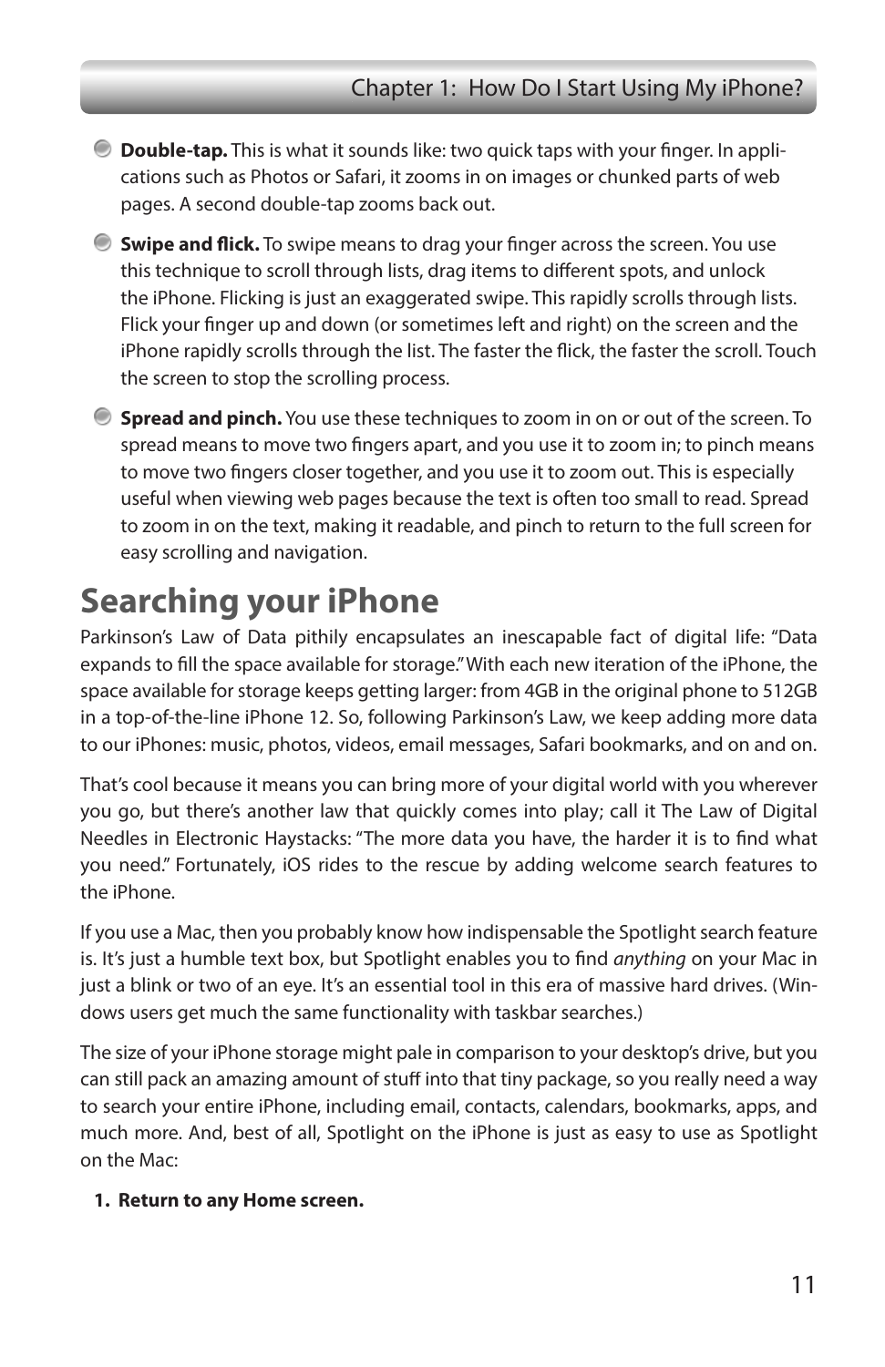- **Double-tap.** This is what it sounds like: two quick taps with your finger. In applications such as Photos or Safari, it zooms in on images or chunked parts of web pages. A second double-tap zooms back out.
- **Swipe and flick.** To swipe means to drag your finger across the screen. You use this technique to scroll through lists, drag items to different spots, and unlock the iPhone. Flicking is just an exaggerated swipe. This rapidly scrolls through lists. Flick your finger up and down (or sometimes left and right) on the screen and the iPhone rapidly scrolls through the list. The faster the flick, the faster the scroll. Touch the screen to stop the scrolling process.
- **Spread and pinch.** You use these techniques to zoom in on or out of the screen. To spread means to move two fingers apart, and you use it to zoom in; to pinch means to move two fingers closer together, and you use it to zoom out. This is especially useful when viewing web pages because the text is often too small to read. Spread to zoom in on the text, making it readable, and pinch to return to the full screen for easy scrolling and navigation.

# Searching your iPhone

Parkinson's Law of Data pithily encapsulates an inescapable fact of digital life: "Data expands to fill the space available for storage." With each new iteration of the iPhone, the space available for storage keeps getting larger: from 4GB in the original phone to 512GB in a top-of-the-line iPhone 12. So, following Parkinson's Law, we keep adding more data to our iPhones: music, photos, videos, email messages, Safari bookmarks, and on and on.

That's cool because it means you can bring more of your digital world with you wherever you go, but there's another law that quickly comes into play; call it The Law of Digital Needles in Electronic Haystacks: "The more data you have, the harder it is to find what you need." Fortunately, iOS rides to the rescue by adding welcome search features to the iPhone.

If you use a Mac, then you probably know how indispensable the Spotlight search feature is. It's just a humble text box, but Spotlight enables you to find *anything* on your Mac in just a blink or two of an eye. It's an essential tool in this era of massive hard drives. (Windows users get much the same functionality with taskbar searches.)

The size of your iPhone storage might pale in comparison to your desktop's drive, but you can still pack an amazing amount of stuff into that tiny package, so you really need a way to search your entire iPhone, including email, contacts, calendars, bookmarks, apps, and much more. And, best of all, Spotlight on the iPhone is just as easy to use as Spotlight on the Mac:

1. **Return to any Home screen.**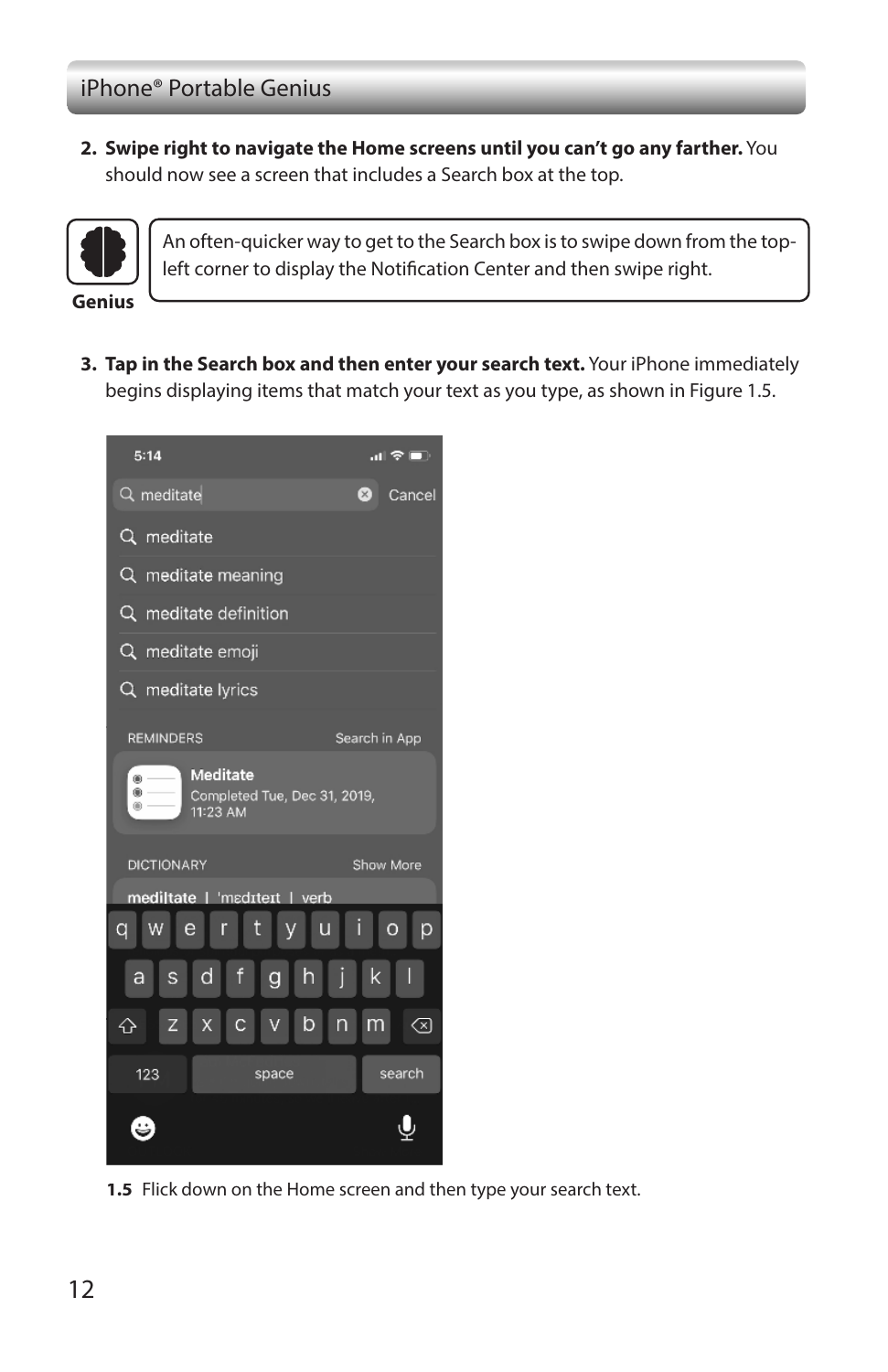2. **Swipe right to navigate the Home screens until you can't go any farther.** You should now see a screen that includes a Search box at the top.

> **Genius**
>
> An often-quicker way to get to the Search box is to swipe down from the top-left corner to display the Notification Center and then swipe right.

3. **Tap in the Search box and then enter your search text.** Your iPhone immediately begins displaying items that match your text as you type, as shown in Figure 1.5.

**1.5** Flick down on the Home screen and then type your search text.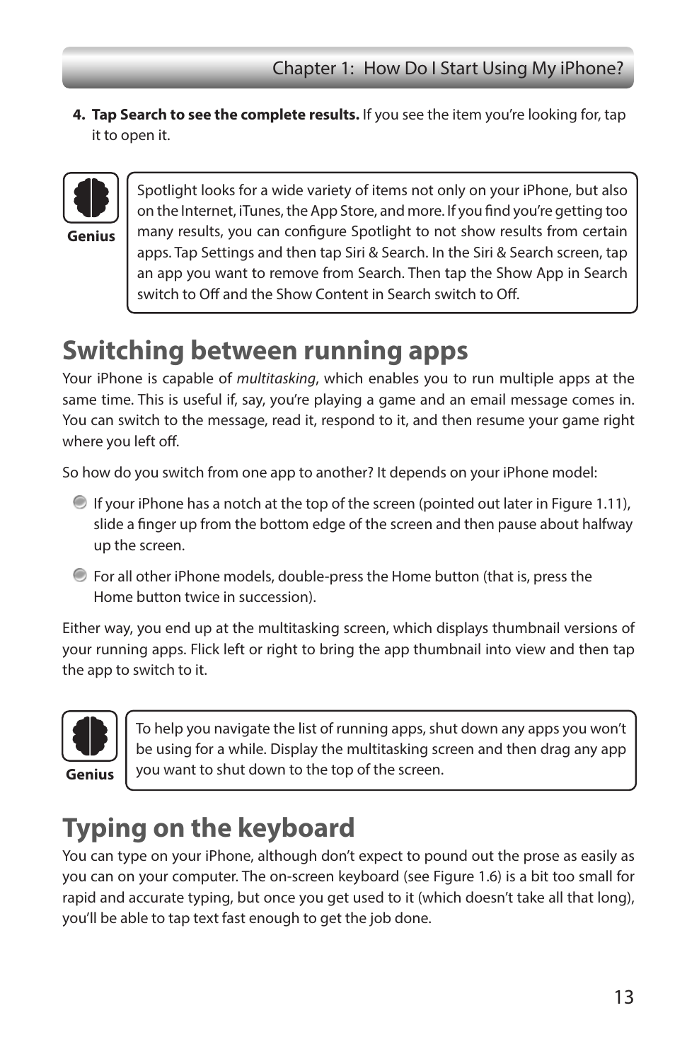4. **Tap Search to see the complete results.** If you see the item you're looking for, tap it to open it.

> **Genius**
>
> Spotlight looks for a wide variety of items not only on your iPhone, but also on the Internet, iTunes, the App Store, and more. If you find you're getting too many results, you can configure Spotlight to not show results from certain apps. Tap Settings and then tap Siri & Search. In the Siri & Search screen, tap an app you want to remove from Search. Then tap the Show App in Search switch to Off and the Show Content in Search switch to Off.

# Switching between running apps

Your iPhone is capable of *multitasking*, which enables you to run multiple apps at the same time. This is useful if, say, you're playing a game and an email message comes in. You can switch to the message, read it, respond to it, and then resume your game right where you left off.

So how do you switch from one app to another? It depends on your iPhone model:

- If your iPhone has a notch at the top of the screen (pointed out later in Figure 1.11), slide a finger up from the bottom edge of the screen and then pause about halfway up the screen.
- For all other iPhone models, double-press the Home button (that is, press the Home button twice in succession).

Either way, you end up at the multitasking screen, which displays thumbnail versions of your running apps. Flick left or right to bring the app thumbnail into view and then tap the app to switch to it.

> **Genius**
>
> To help you navigate the list of running apps, shut down any apps you won't be using for a while. Display the multitasking screen and then drag any app you want to shut down to the top of the screen.

# Typing on the keyboard

You can type on your iPhone, although don't expect to pound out the prose as easily as you can on your computer. The on-screen keyboard (see Figure 1.6) is a bit too small for rapid and accurate typing, but once you get used to it (which doesn't take all that long), you'll be able to tap text fast enough to get the job done.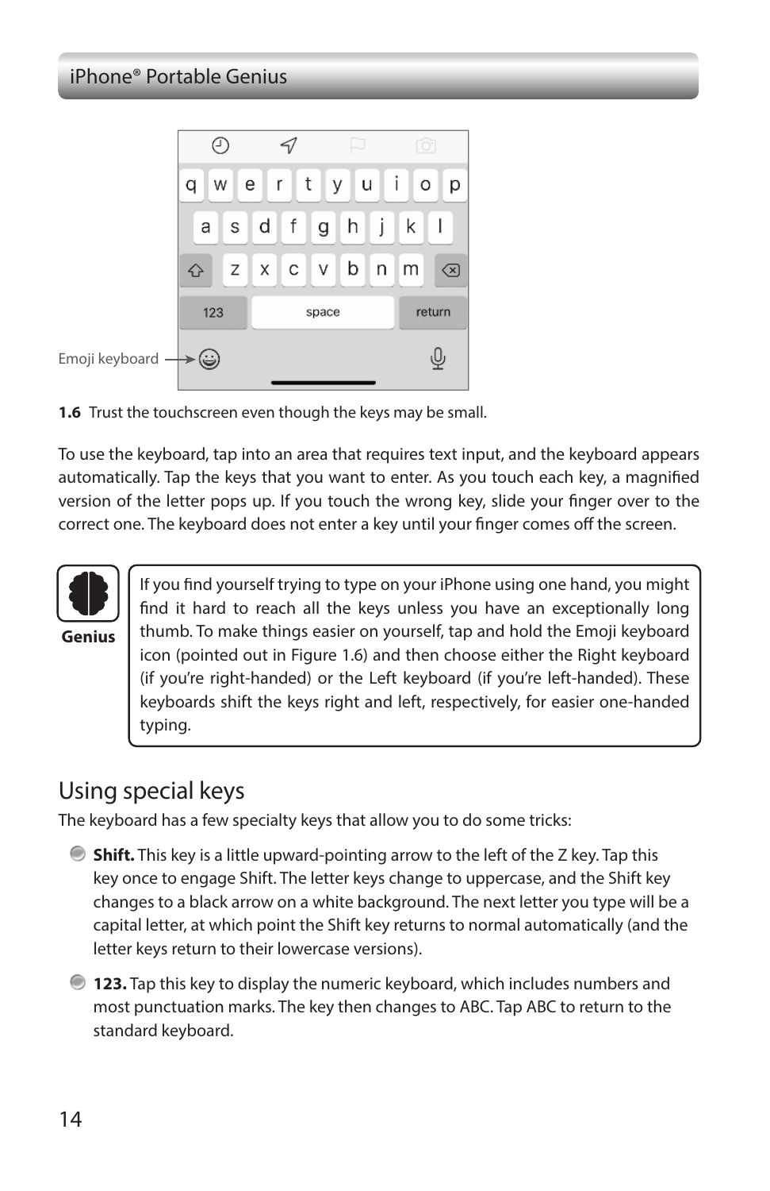Emoji keyboard

**1.6** Trust the touchscreen even though the keys may be small.

To use the keyboard, tap into an area that requires text input, and the keyboard appears automatically. Tap the keys that you want to enter. As you touch each key, a magnified version of the letter pops up. If you touch the wrong key, slide your finger over to the correct one. The keyboard does not enter a key until your finger comes off the screen.

> **Genius**
>
> If you find yourself trying to type on your iPhone using one hand, you might find it hard to reach all the keys unless you have an exceptionally long thumb. To make things easier on yourself, tap and hold the Emoji keyboard icon (pointed out in Figure 1.6) and then choose either the Right keyboard (if you're right-handed) or the Left keyboard (if you're left-handed). These keyboards shift the keys right and left, respectively, for easier one-handed typing.

## Using special keys

The keyboard has a few specialty keys that allow you to do some tricks:

- **Shift.** This key is a little upward-pointing arrow to the left of the Z key. Tap this key once to engage Shift. The letter keys change to uppercase, and the Shift key changes to a black arrow on a white background. The next letter you type will be a capital letter, at which point the Shift key returns to normal automatically (and the letter keys return to their lowercase versions).
- **123.** Tap this key to display the numeric keyboard, which includes numbers and most punctuation marks. The key then changes to ABC. Tap ABC to return to the standard keyboard.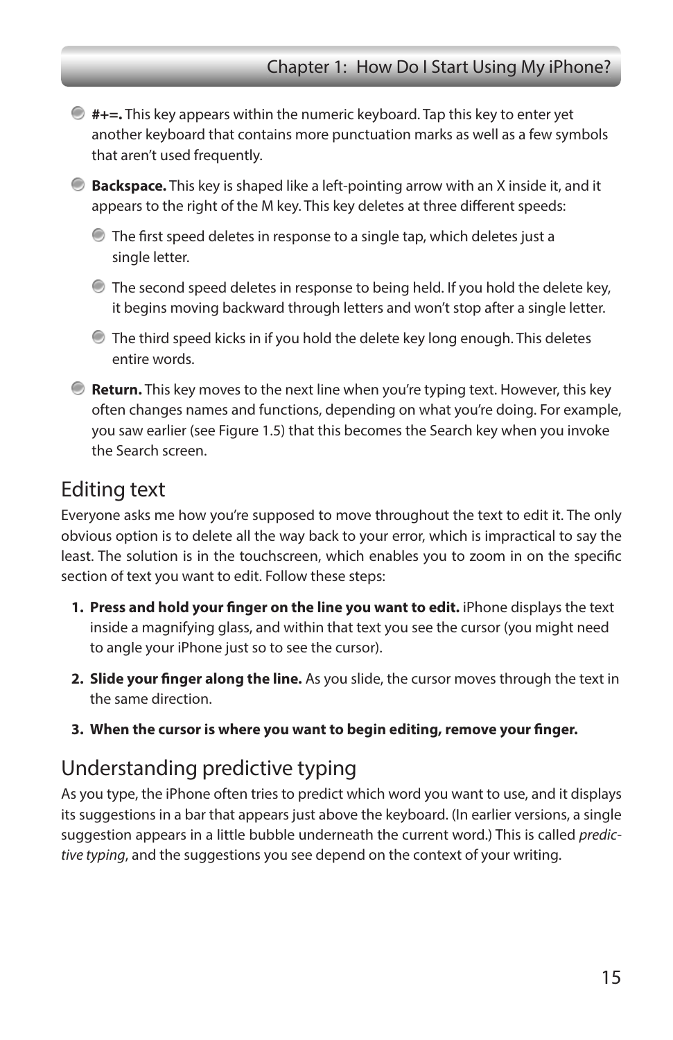- **#+=.** This key appears within the numeric keyboard. Tap this key to enter yet another keyboard that contains more punctuation marks as well as a few symbols that aren't used frequently.
- **Backspace.** This key is shaped like a left-pointing arrow with an X inside it, and it appears to the right of the M key. This key deletes at three different speeds:
  - The first speed deletes in response to a single tap, which deletes just a single letter.
  - The second speed deletes in response to being held. If you hold the delete key, it begins moving backward through letters and won't stop after a single letter.
  - The third speed kicks in if you hold the delete key long enough. This deletes entire words.
- **Return.** This key moves to the next line when you're typing text. However, this key often changes names and functions, depending on what you're doing. For example, you saw earlier (see Figure 1.5) that this becomes the Search key when you invoke the Search screen.

## Editing text

Everyone asks me how you're supposed to move throughout the text to edit it. The only obvious option is to delete all the way back to your error, which is impractical to say the least. The solution is in the touchscreen, which enables you to zoom in on the specific section of text you want to edit. Follow these steps:

1. **Press and hold your finger on the line you want to edit.** iPhone displays the text inside a magnifying glass, and within that text you see the cursor (you might need to angle your iPhone just so to see the cursor).
2. **Slide your finger along the line.** As you slide, the cursor moves through the text in the same direction.
3. **When the cursor is where you want to begin editing, remove your finger.**

## Understanding predictive typing

As you type, the iPhone often tries to predict which word you want to use, and it displays its suggestions in a bar that appears just above the keyboard. (In earlier versions, a single suggestion appears in a little bubble underneath the current word.) This is called *predictive typing*, and the suggestions you see depend on the context of your writing.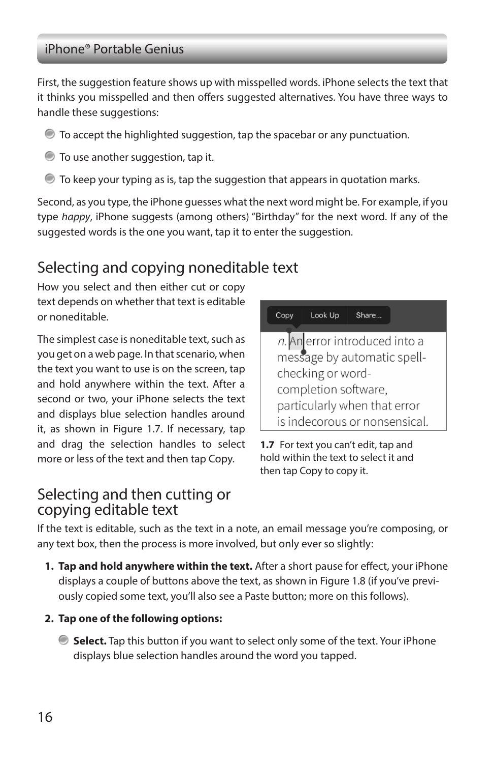First, the suggestion feature shows up with misspelled words. iPhone selects the text that it thinks you misspelled and then offers suggested alternatives. You have three ways to handle these suggestions:

- To accept the highlighted suggestion, tap the spacebar or any punctuation.
- To use another suggestion, tap it.
- To keep your typing as is, tap the suggestion that appears in quotation marks.

Second, as you type, the iPhone guesses what the next word might be. For example, if you type *happy*, iPhone suggests (among others) “Birthday” for the next word. If any of the suggested words is the one you want, tap it to enter the suggestion.

## Selecting and copying noneditable text

How you select and then either cut or copy text depends on whether that text is editable or noneditable.

The simplest case is noneditable text, such as you get on a web page. In that scenario, when the text you want to use is on the screen, tap and hold anywhere within the text. After a second or two, your iPhone selects the text and displays blue selection handles around it, as shown in Figure 1.7. If necessary, tap and drag the selection handles to select more or less of the text and then tap Copy.

**1.7** For text you can’t edit, tap and hold within the text to select it and then tap Copy to copy it.

## Selecting and then cutting or copying editable text

If the text is editable, such as the text in a note, an email message you’re composing, or any text box, then the process is more involved, but only ever so slightly:

1. **Tap and hold anywhere within the text.** After a short pause for effect, your iPhone displays a couple of buttons above the text, as shown in Figure 1.8 (if you’ve previously copied some text, you’ll also see a Paste button; more on this follows).
2. **Tap one of the following options:**
   - **Select.** Tap this button if you want to select only some of the text. Your iPhone displays blue selection handles around the word you tapped.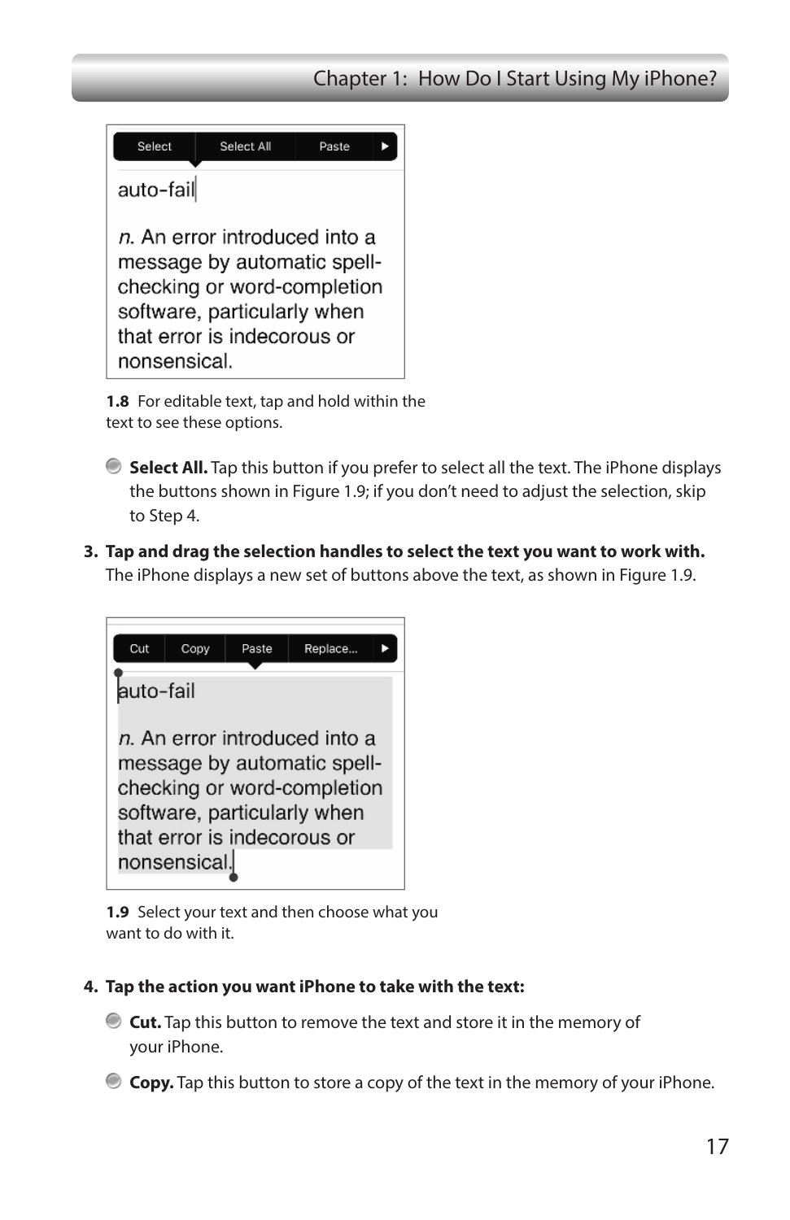**1.8** For editable text, tap and hold within the text to see these options.

- **Select All.** Tap this button if you prefer to select all the text. The iPhone displays the buttons shown in Figure 1.9; if you don't need to adjust the selection, skip to Step 4.

3. **Tap and drag the selection handles to select the text you want to work with.** The iPhone displays a new set of buttons above the text, as shown in Figure 1.9.

**1.9** Select your text and then choose what you want to do with it.

4. **Tap the action you want iPhone to take with the text:**

   - **Cut.** Tap this button to remove the text and store it in the memory of your iPhone.
   - **Copy.** Tap this button to store a copy of the text in the memory of your iPhone.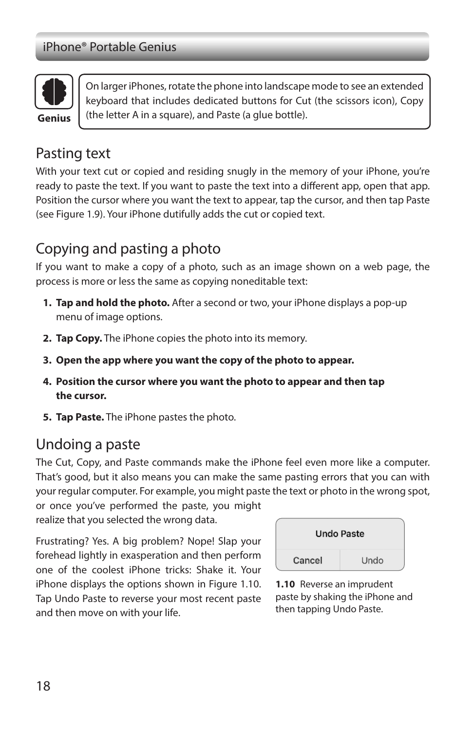**Genius**

On larger iPhones, rotate the phone into landscape mode to see an extended keyboard that includes dedicated buttons for Cut (the scissors icon), Copy (the letter A in a square), and Paste (a glue bottle).

## Pasting text

With your text cut or copied and residing snugly in the memory of your iPhone, you're ready to paste the text. If you want to paste the text into a different app, open that app. Position the cursor where you want the text to appear, tap the cursor, and then tap Paste (see Figure 1.9). Your iPhone dutifully adds the cut or copied text.

## Copying and pasting a photo

If you want to make a copy of a photo, such as an image shown on a web page, the process is more or less the same as copying noneditable text:

1. **Tap and hold the photo.** After a second or two, your iPhone displays a pop-up menu of image options.
2. **Tap Copy.** The iPhone copies the photo into its memory.
3. **Open the app where you want the copy of the photo to appear.**
4. **Position the cursor where you want the photo to appear and then tap the cursor.**
5. **Tap Paste.** The iPhone pastes the photo.

## Undoing a paste

The Cut, Copy, and Paste commands make the iPhone feel even more like a computer. That's good, but it also means you can make the same pasting errors that you can with your regular computer. For example, you might paste the text or photo in the wrong spot, or once you've performed the paste, you might realize that you selected the wrong data.

Frustrating? Yes. A big problem? Nope! Slap your forehead lightly in exasperation and then perform one of the coolest iPhone tricks: Shake it. Your iPhone displays the options shown in Figure 1.10. Tap Undo Paste to reverse your most recent paste and then move on with your life.

Undo Paste

Cancel | Undo

**1.10** Reverse an imprudent paste by shaking the iPhone and then tapping Undo Paste.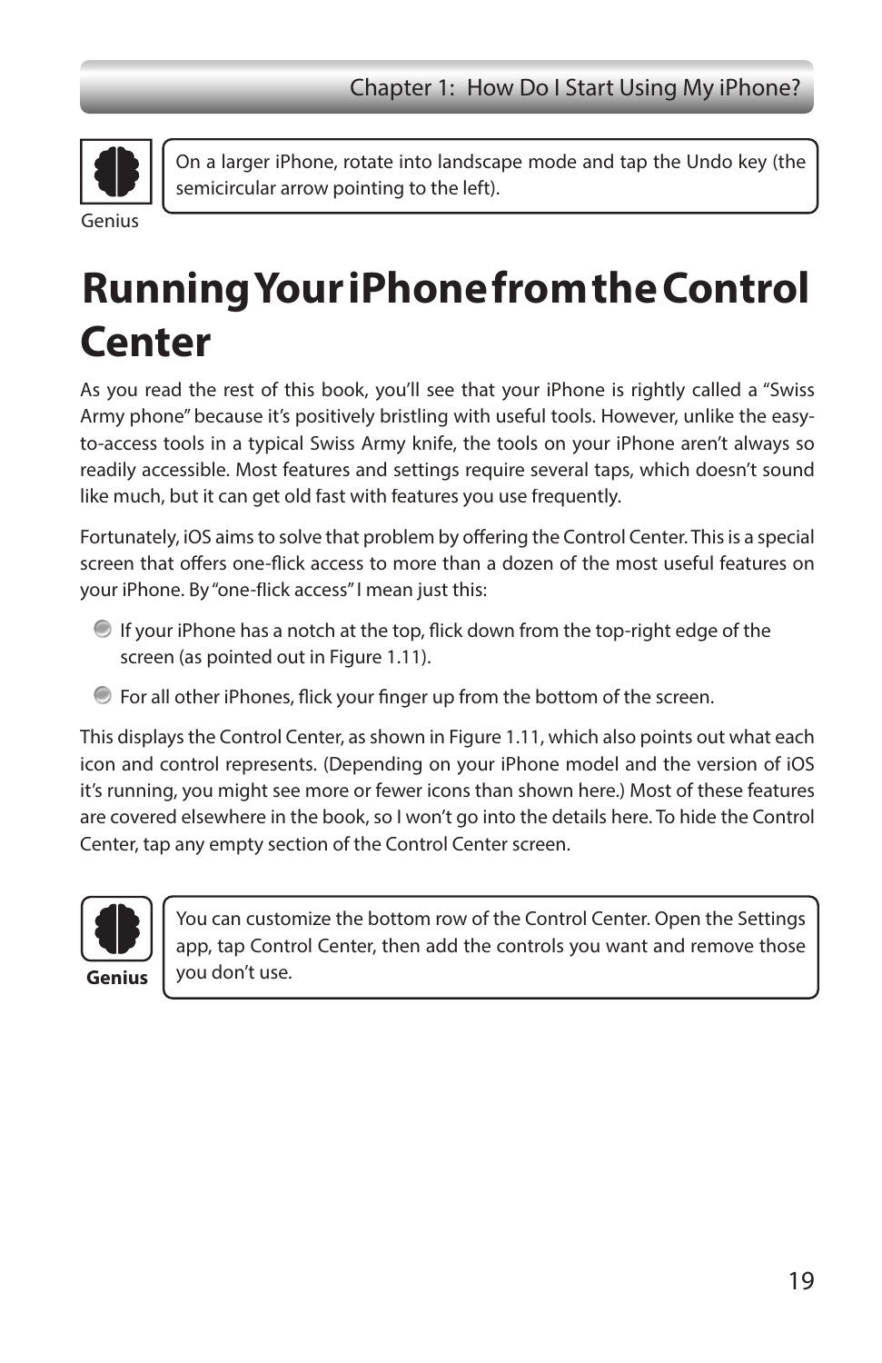> **Genius**
>
> On a larger iPhone, rotate into landscape mode and tap the Undo key (the semicircular arrow pointing to the left).

# Running Your iPhone from the Control Center

As you read the rest of this book, you'll see that your iPhone is rightly called a "Swiss Army phone" because it's positively bristling with useful tools. However, unlike the easy-to-access tools in a typical Swiss Army knife, the tools on your iPhone aren't always so readily accessible. Most features and settings require several taps, which doesn't sound like much, but it can get old fast with features you use frequently.

Fortunately, iOS aims to solve that problem by offering the Control Center. This is a special screen that offers one-flick access to more than a dozen of the most useful features on your iPhone. By "one-flick access" I mean just this:

- If your iPhone has a notch at the top, flick down from the top-right edge of the screen (as pointed out in Figure 1.11).
- For all other iPhones, flick your finger up from the bottom of the screen.

This displays the Control Center, as shown in Figure 1.11, which also points out what each icon and control represents. (Depending on your iPhone model and the version of iOS it's running, you might see more or fewer icons than shown here.) Most of these features are covered elsewhere in the book, so I won't go into the details here. To hide the Control Center, tap any empty section of the Control Center screen.

> **Genius**
>
> You can customize the bottom row of the Control Center. Open the Settings app, tap Control Center, then add the controls you want and remove those you don't use.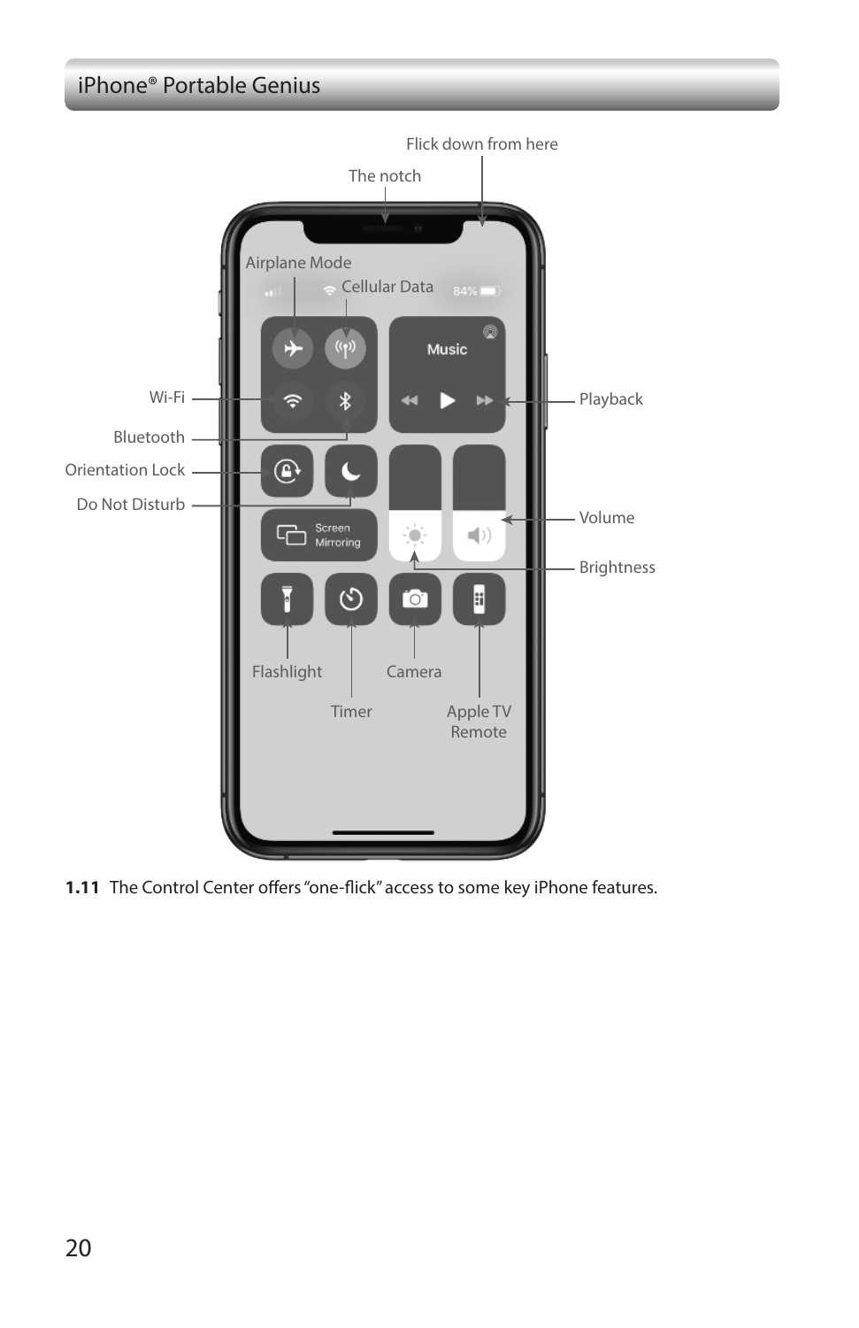Flick down from here

The notch

Airplane Mode

Cellular Data

Wi-Fi

Bluetooth

Orientation Lock

Do Not Disturb

Playback

Volume

Brightness

Flashlight

Timer

Camera

Apple TV Remote

**1.11** The Control Center offers "one-flick" access to some key iPhone features.